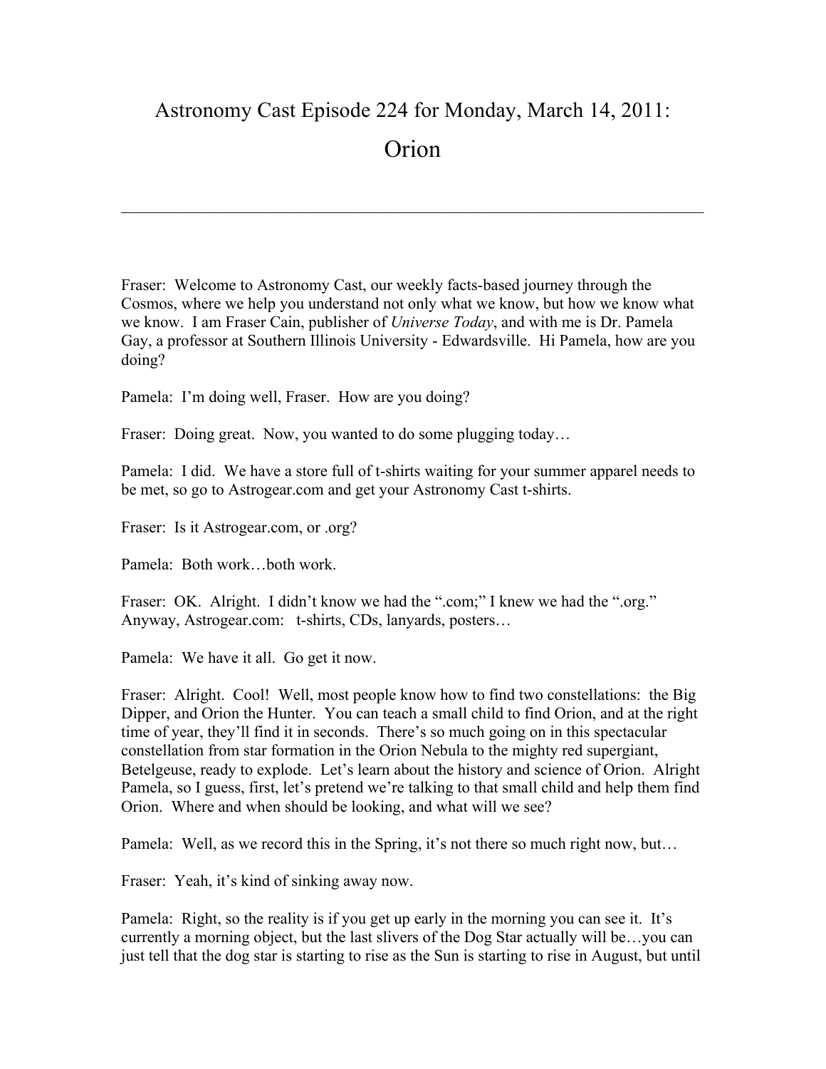# Astronomy Cast Episode 224 for Monday, March 14, 2011:

# Orion

---

Fraser: Welcome to Astronomy Cast, our weekly facts-based journey through the Cosmos, where we help you understand not only what we know, but how we know what we know. I am Fraser Cain, publisher of *Universe Today*, and with me is Dr. Pamela Gay, a professor at Southern Illinois University - Edwardsville. Hi Pamela, how are you doing?

Pamela: I'm doing well, Fraser. How are you doing?

Fraser: Doing great. Now, you wanted to do some plugging today…

Pamela: I did. We have a store full of t-shirts waiting for your summer apparel needs to be met, so go to Astrogear.com and get your Astronomy Cast t-shirts.

Fraser: Is it Astrogear.com, or .org?

Pamela: Both work…both work.

Fraser: OK. Alright. I didn't know we had the ".com;" I knew we had the ".org." Anyway, Astrogear.com: t-shirts, CDs, lanyards, posters…

Pamela: We have it all. Go get it now.

Fraser: Alright. Cool! Well, most people know how to find two constellations: the Big Dipper, and Orion the Hunter. You can teach a small child to find Orion, and at the right time of year, they'll find it in seconds. There's so much going on in this spectacular constellation from star formation in the Orion Nebula to the mighty red supergiant, Betelgeuse, ready to explode. Let's learn about the history and science of Orion. Alright Pamela, so I guess, first, let's pretend we're talking to that small child and help them find Orion. Where and when should be looking, and what will we see?

Pamela: Well, as we record this in the Spring, it's not there so much right now, but…

Fraser: Yeah, it's kind of sinking away now.

Pamela: Right, so the reality is if you get up early in the morning you can see it. It's currently a morning object, but the last slivers of the Dog Star actually will be…you can just tell that the dog star is starting to rise as the Sun is starting to rise in August, but until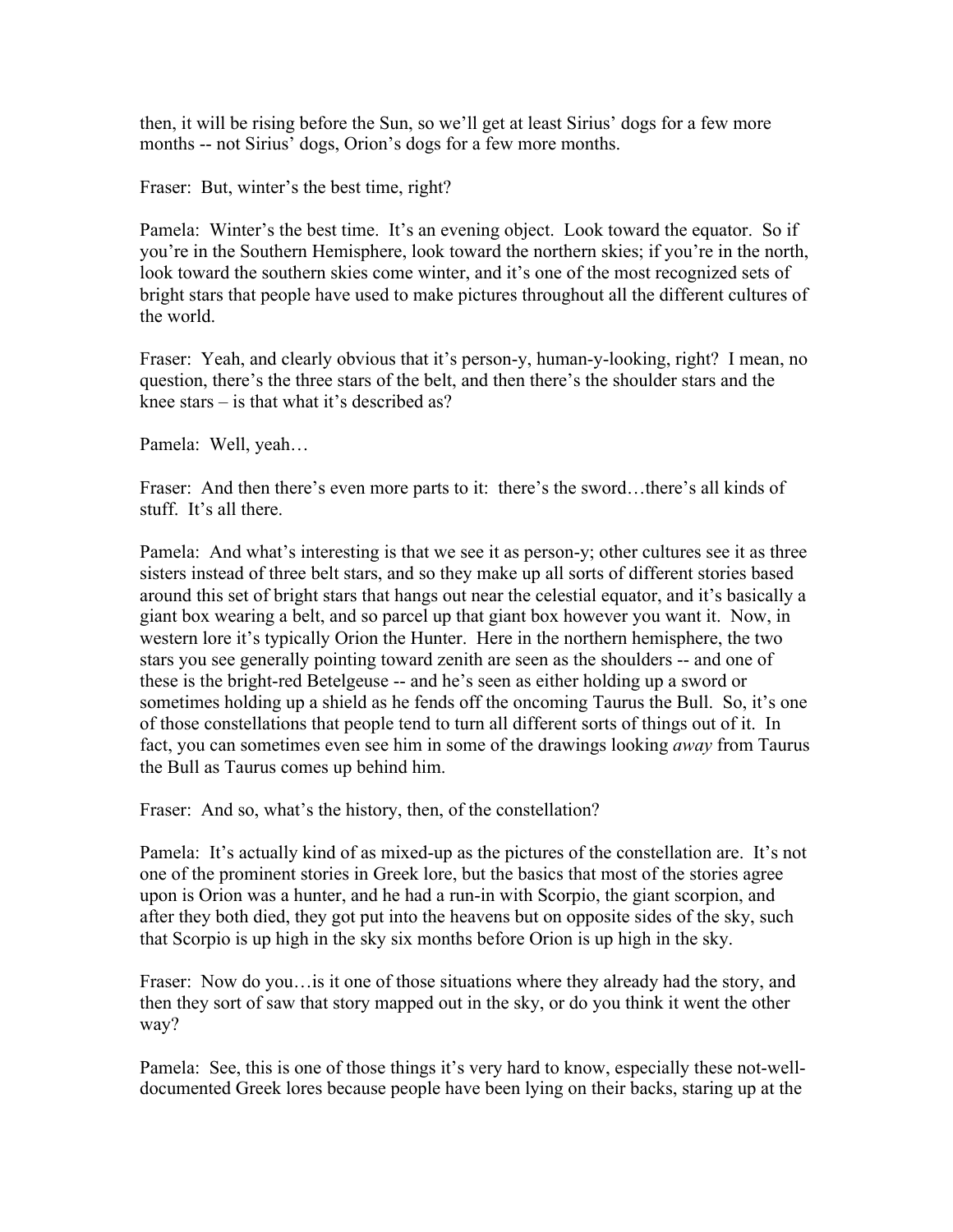then, it will be rising before the Sun, so we'll get at least Sirius' dogs for a few more months -- not Sirius' dogs, Orion's dogs for a few more months.

Fraser: But, winter's the best time, right?

Pamela: Winter's the best time. It's an evening object. Look toward the equator. So if you're in the Southern Hemisphere, look toward the northern skies; if you're in the north, look toward the southern skies come winter, and it's one of the most recognized sets of bright stars that people have used to make pictures throughout all the different cultures of the world.

Fraser: Yeah, and clearly obvious that it's person-y, human-y-looking, right? I mean, no question, there's the three stars of the belt, and then there's the shoulder stars and the knee stars – is that what it's described as?

Pamela: Well, yeah…

Fraser: And then there's even more parts to it: there's the sword…there's all kinds of stuff. It's all there.

Pamela: And what's interesting is that we see it as person-y; other cultures see it as three sisters instead of three belt stars, and so they make up all sorts of different stories based around this set of bright stars that hangs out near the celestial equator, and it's basically a giant box wearing a belt, and so parcel up that giant box however you want it. Now, in western lore it's typically Orion the Hunter. Here in the northern hemisphere, the two stars you see generally pointing toward zenith are seen as the shoulders -- and one of these is the bright-red Betelgeuse -- and he's seen as either holding up a sword or sometimes holding up a shield as he fends off the oncoming Taurus the Bull. So, it's one of those constellations that people tend to turn all different sorts of things out of it. In fact, you can sometimes even see him in some of the drawings looking *away* from Taurus the Bull as Taurus comes up behind him.

Fraser: And so, what's the history, then, of the constellation?

Pamela: It's actually kind of as mixed-up as the pictures of the constellation are. It's not one of the prominent stories in Greek lore, but the basics that most of the stories agree upon is Orion was a hunter, and he had a run-in with Scorpio, the giant scorpion, and after they both died, they got put into the heavens but on opposite sides of the sky, such that Scorpio is up high in the sky six months before Orion is up high in the sky.

Fraser: Now do you…is it one of those situations where they already had the story, and then they sort of saw that story mapped out in the sky, or do you think it went the other way?

Pamela: See, this is one of those things it's very hard to know, especially these not-well-documented Greek lores because people have been lying on their backs, staring up at the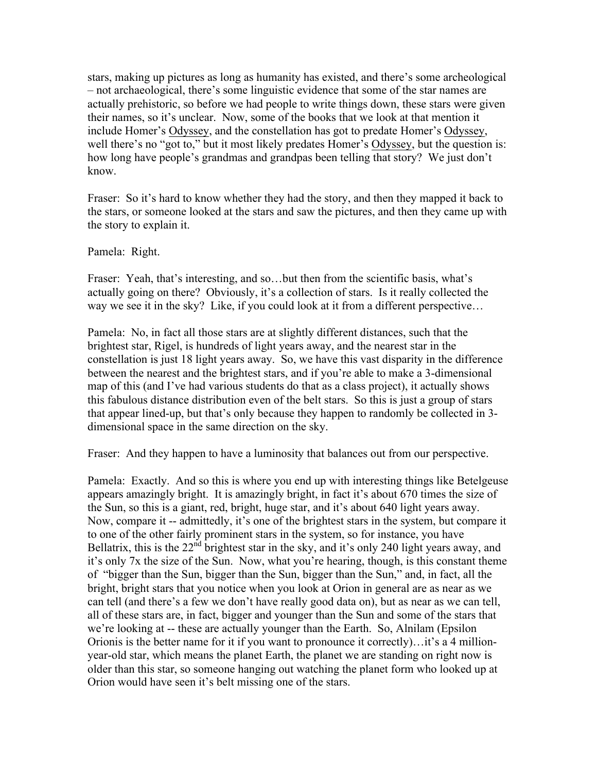stars, making up pictures as long as humanity has existed, and there's some archeological – not archaeological, there's some linguistic evidence that some of the star names are actually prehistoric, so before we had people to write things down, these stars were given their names, so it's unclear. Now, some of the books that we look at that mention it include Homer's Odyssey, and the constellation has got to predate Homer's Odyssey, well there's no "got to," but it most likely predates Homer's Odyssey, but the question is: how long have people's grandmas and grandpas been telling that story? We just don't know.

Fraser: So it's hard to know whether they had the story, and then they mapped it back to the stars, or someone looked at the stars and saw the pictures, and then they came up with the story to explain it.

Pamela: Right.

Fraser: Yeah, that's interesting, and so…but then from the scientific basis, what's actually going on there? Obviously, it's a collection of stars. Is it really collected the way we see it in the sky? Like, if you could look at it from a different perspective…

Pamela: No, in fact all those stars are at slightly different distances, such that the brightest star, Rigel, is hundreds of light years away, and the nearest star in the constellation is just 18 light years away. So, we have this vast disparity in the difference between the nearest and the brightest stars, and if you're able to make a 3-dimensional map of this (and I've had various students do that as a class project), it actually shows this fabulous distance distribution even of the belt stars. So this is just a group of stars that appear lined-up, but that's only because they happen to randomly be collected in 3-dimensional space in the same direction on the sky.

Fraser: And they happen to have a luminosity that balances out from our perspective.

Pamela: Exactly. And so this is where you end up with interesting things like Betelgeuse appears amazingly bright. It is amazingly bright, in fact it's about 670 times the size of the Sun, so this is a giant, red, bright, huge star, and it's about 640 light years away. Now, compare it -- admittedly, it's one of the brightest stars in the system, but compare it to one of the other fairly prominent stars in the system, so for instance, you have Bellatrix, this is the 22nd brightest star in the sky, and it's only 240 light years away, and it's only 7x the size of the Sun. Now, what you're hearing, though, is this constant theme of "bigger than the Sun, bigger than the Sun, bigger than the Sun," and, in fact, all the bright, bright stars that you notice when you look at Orion in general are as near as we can tell (and there's a few we don't have really good data on), but as near as we can tell, all of these stars are, in fact, bigger and younger than the Sun and some of the stars that we're looking at -- these are actually younger than the Earth. So, Alnilam (Epsilon Orionis is the better name for it if you want to pronounce it correctly)…it's a 4 million-year-old star, which means the planet Earth, the planet we are standing on right now is older than this star, so someone hanging out watching the planet form who looked up at Orion would have seen it's belt missing one of the stars.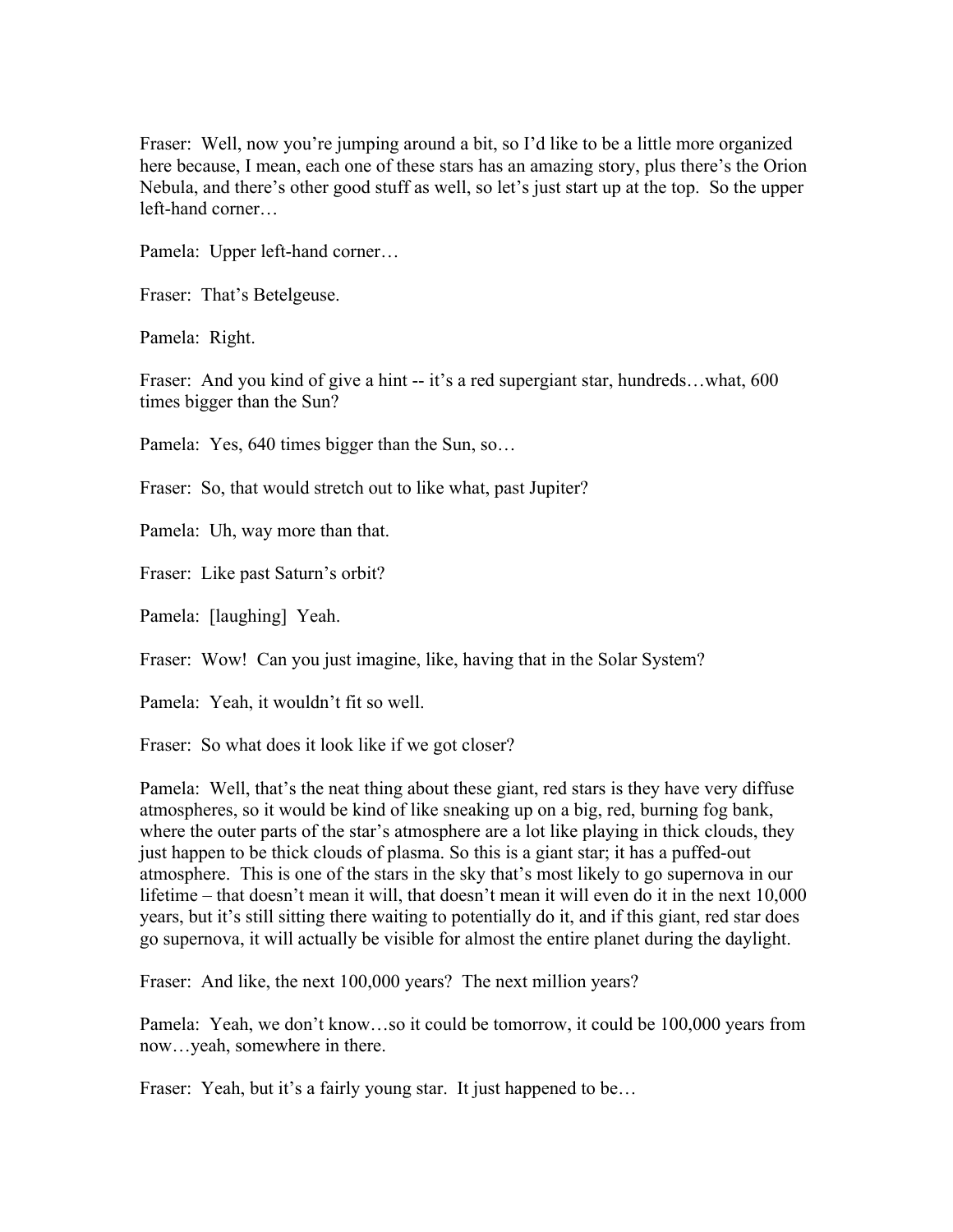Fraser: Well, now you're jumping around a bit, so I'd like to be a little more organized here because, I mean, each one of these stars has an amazing story, plus there's the Orion Nebula, and there's other good stuff as well, so let's just start up at the top. So the upper left-hand corner…

Pamela: Upper left-hand corner…

Fraser: That's Betelgeuse.

Pamela: Right.

Fraser: And you kind of give a hint -- it's a red supergiant star, hundreds…what, 600 times bigger than the Sun?

Pamela: Yes, 640 times bigger than the Sun, so…

Fraser: So, that would stretch out to like what, past Jupiter?

Pamela: Uh, way more than that.

Fraser: Like past Saturn's orbit?

Pamela: [laughing] Yeah.

Fraser: Wow! Can you just imagine, like, having that in the Solar System?

Pamela: Yeah, it wouldn't fit so well.

Fraser: So what does it look like if we got closer?

Pamela: Well, that's the neat thing about these giant, red stars is they have very diffuse atmospheres, so it would be kind of like sneaking up on a big, red, burning fog bank, where the outer parts of the star's atmosphere are a lot like playing in thick clouds, they just happen to be thick clouds of plasma. So this is a giant star; it has a puffed-out atmosphere. This is one of the stars in the sky that's most likely to go supernova in our lifetime – that doesn't mean it will, that doesn't mean it will even do it in the next 10,000 years, but it's still sitting there waiting to potentially do it, and if this giant, red star does go supernova, it will actually be visible for almost the entire planet during the daylight.

Fraser: And like, the next 100,000 years? The next million years?

Pamela: Yeah, we don't know…so it could be tomorrow, it could be 100,000 years from now…yeah, somewhere in there.

Fraser: Yeah, but it's a fairly young star. It just happened to be…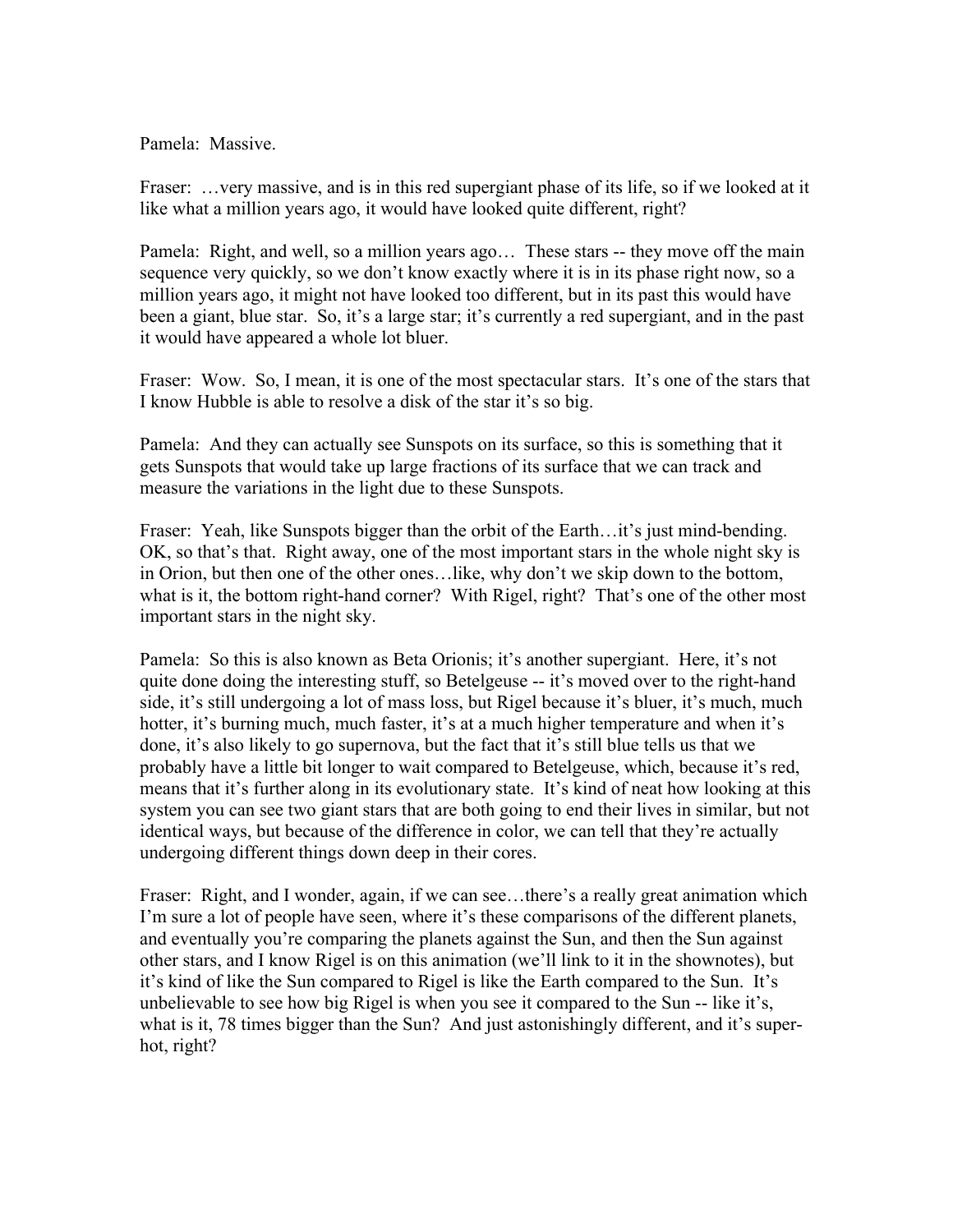Pamela: Massive.

Fraser: …very massive, and is in this red supergiant phase of its life, so if we looked at it like what a million years ago, it would have looked quite different, right?

Pamela: Right, and well, so a million years ago… These stars -- they move off the main sequence very quickly, so we don't know exactly where it is in its phase right now, so a million years ago, it might not have looked too different, but in its past this would have been a giant, blue star. So, it's a large star; it's currently a red supergiant, and in the past it would have appeared a whole lot bluer.

Fraser: Wow. So, I mean, it is one of the most spectacular stars. It's one of the stars that I know Hubble is able to resolve a disk of the star it's so big.

Pamela: And they can actually see Sunspots on its surface, so this is something that it gets Sunspots that would take up large fractions of its surface that we can track and measure the variations in the light due to these Sunspots.

Fraser: Yeah, like Sunspots bigger than the orbit of the Earth…it's just mind-bending. OK, so that's that. Right away, one of the most important stars in the whole night sky is in Orion, but then one of the other ones…like, why don't we skip down to the bottom, what is it, the bottom right-hand corner? With Rigel, right? That's one of the other most important stars in the night sky.

Pamela: So this is also known as Beta Orionis; it's another supergiant. Here, it's not quite done doing the interesting stuff, so Betelgeuse -- it's moved over to the right-hand side, it's still undergoing a lot of mass loss, but Rigel because it's bluer, it's much, much hotter, it's burning much, much faster, it's at a much higher temperature and when it's done, it's also likely to go supernova, but the fact that it's still blue tells us that we probably have a little bit longer to wait compared to Betelgeuse, which, because it's red, means that it's further along in its evolutionary state. It's kind of neat how looking at this system you can see two giant stars that are both going to end their lives in similar, but not identical ways, but because of the difference in color, we can tell that they're actually undergoing different things down deep in their cores.

Fraser: Right, and I wonder, again, if we can see…there's a really great animation which I'm sure a lot of people have seen, where it's these comparisons of the different planets, and eventually you're comparing the planets against the Sun, and then the Sun against other stars, and I know Rigel is on this animation (we'll link to it in the shownotes), but it's kind of like the Sun compared to Rigel is like the Earth compared to the Sun. It's unbelievable to see how big Rigel is when you see it compared to the Sun -- like it's, what is it, 78 times bigger than the Sun? And just astonishingly different, and it's super-hot, right?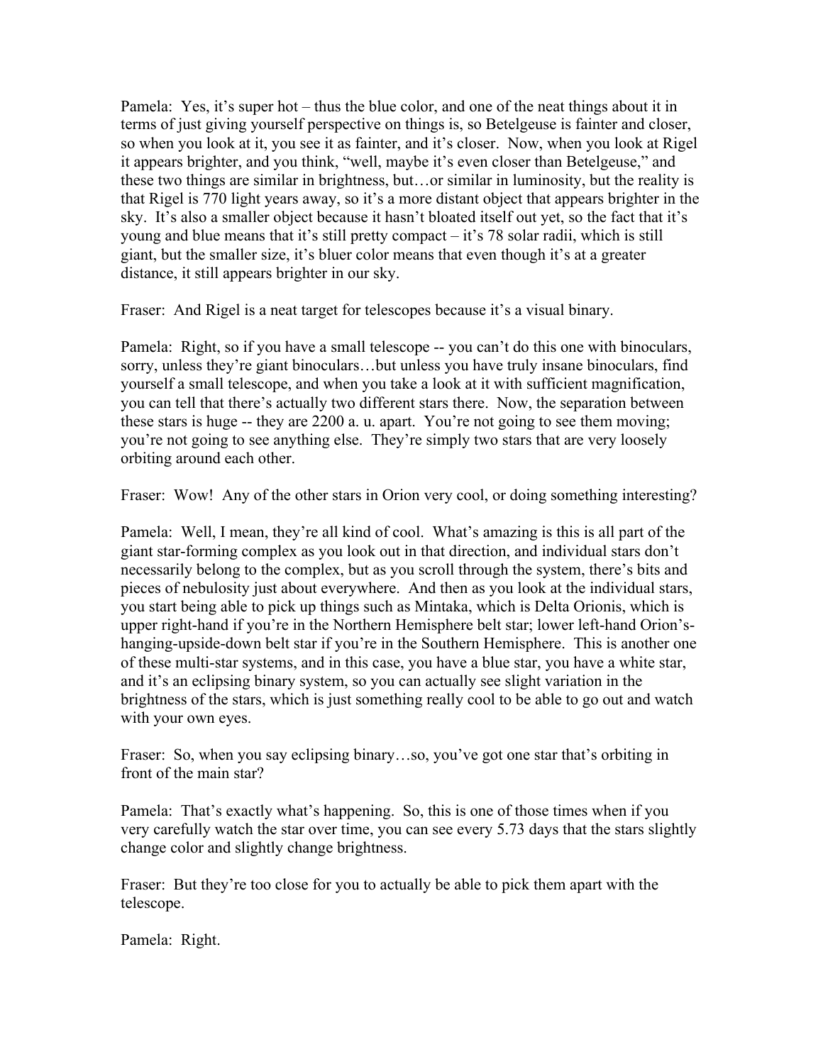Pamela: Yes, it's super hot – thus the blue color, and one of the neat things about it in terms of just giving yourself perspective on things is, so Betelgeuse is fainter and closer, so when you look at it, you see it as fainter, and it's closer. Now, when you look at Rigel it appears brighter, and you think, "well, maybe it's even closer than Betelgeuse," and these two things are similar in brightness, but…or similar in luminosity, but the reality is that Rigel is 770 light years away, so it's a more distant object that appears brighter in the sky. It's also a smaller object because it hasn't bloated itself out yet, so the fact that it's young and blue means that it's still pretty compact – it's 78 solar radii, which is still giant, but the smaller size, it's bluer color means that even though it's at a greater distance, it still appears brighter in our sky.

Fraser: And Rigel is a neat target for telescopes because it's a visual binary.

Pamela: Right, so if you have a small telescope -- you can't do this one with binoculars, sorry, unless they're giant binoculars…but unless you have truly insane binoculars, find yourself a small telescope, and when you take a look at it with sufficient magnification, you can tell that there's actually two different stars there. Now, the separation between these stars is huge -- they are 2200 a. u. apart. You're not going to see them moving; you're not going to see anything else. They're simply two stars that are very loosely orbiting around each other.

Fraser: Wow! Any of the other stars in Orion very cool, or doing something interesting?

Pamela: Well, I mean, they're all kind of cool. What's amazing is this is all part of the giant star-forming complex as you look out in that direction, and individual stars don't necessarily belong to the complex, but as you scroll through the system, there's bits and pieces of nebulosity just about everywhere. And then as you look at the individual stars, you start being able to pick up things such as Mintaka, which is Delta Orionis, which is upper right-hand if you're in the Northern Hemisphere belt star; lower left-hand Orion's-hanging-upside-down belt star if you're in the Southern Hemisphere. This is another one of these multi-star systems, and in this case, you have a blue star, you have a white star, and it's an eclipsing binary system, so you can actually see slight variation in the brightness of the stars, which is just something really cool to be able to go out and watch with your own eyes.

Fraser: So, when you say eclipsing binary…so, you've got one star that's orbiting in front of the main star?

Pamela: That's exactly what's happening. So, this is one of those times when if you very carefully watch the star over time, you can see every 5.73 days that the stars slightly change color and slightly change brightness.

Fraser: But they're too close for you to actually be able to pick them apart with the telescope.

Pamela: Right.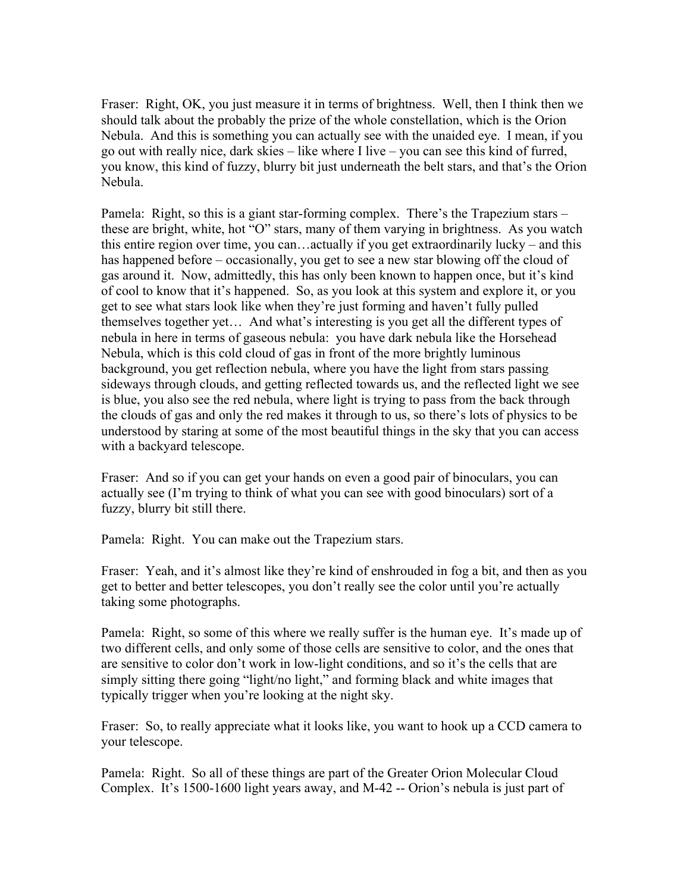Fraser: Right, OK, you just measure it in terms of brightness. Well, then I think then we should talk about the probably the prize of the whole constellation, which is the Orion Nebula. And this is something you can actually see with the unaided eye. I mean, if you go out with really nice, dark skies – like where I live – you can see this kind of furred, you know, this kind of fuzzy, blurry bit just underneath the belt stars, and that's the Orion Nebula.

Pamela: Right, so this is a giant star-forming complex. There's the Trapezium stars – these are bright, white, hot "O" stars, many of them varying in brightness. As you watch this entire region over time, you can…actually if you get extraordinarily lucky – and this has happened before – occasionally, you get to see a new star blowing off the cloud of gas around it. Now, admittedly, this has only been known to happen once, but it's kind of cool to know that it's happened. So, as you look at this system and explore it, or you get to see what stars look like when they're just forming and haven't fully pulled themselves together yet… And what's interesting is you get all the different types of nebula in here in terms of gaseous nebula: you have dark nebula like the Horsehead Nebula, which is this cold cloud of gas in front of the more brightly luminous background, you get reflection nebula, where you have the light from stars passing sideways through clouds, and getting reflected towards us, and the reflected light we see is blue, you also see the red nebula, where light is trying to pass from the back through the clouds of gas and only the red makes it through to us, so there's lots of physics to be understood by staring at some of the most beautiful things in the sky that you can access with a backyard telescope.

Fraser: And so if you can get your hands on even a good pair of binoculars, you can actually see (I'm trying to think of what you can see with good binoculars) sort of a fuzzy, blurry bit still there.

Pamela: Right. You can make out the Trapezium stars.

Fraser: Yeah, and it's almost like they're kind of enshrouded in fog a bit, and then as you get to better and better telescopes, you don't really see the color until you're actually taking some photographs.

Pamela: Right, so some of this where we really suffer is the human eye. It's made up of two different cells, and only some of those cells are sensitive to color, and the ones that are sensitive to color don't work in low-light conditions, and so it's the cells that are simply sitting there going "light/no light," and forming black and white images that typically trigger when you're looking at the night sky.

Fraser: So, to really appreciate what it looks like, you want to hook up a CCD camera to your telescope.

Pamela: Right. So all of these things are part of the Greater Orion Molecular Cloud Complex. It's 1500-1600 light years away, and M-42 -- Orion's nebula is just part of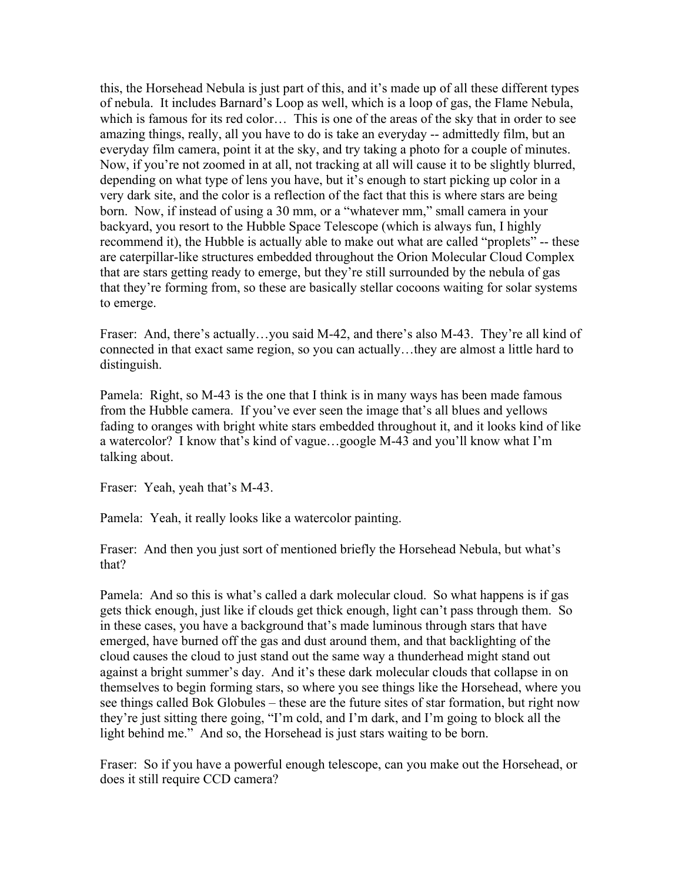this, the Horsehead Nebula is just part of this, and it's made up of all these different types of nebula. It includes Barnard's Loop as well, which is a loop of gas, the Flame Nebula, which is famous for its red color… This is one of the areas of the sky that in order to see amazing things, really, all you have to do is take an everyday -- admittedly film, but an everyday film camera, point it at the sky, and try taking a photo for a couple of minutes. Now, if you're not zoomed in at all, not tracking at all will cause it to be slightly blurred, depending on what type of lens you have, but it's enough to start picking up color in a very dark site, and the color is a reflection of the fact that this is where stars are being born. Now, if instead of using a 30 mm, or a "whatever mm," small camera in your backyard, you resort to the Hubble Space Telescope (which is always fun, I highly recommend it), the Hubble is actually able to make out what are called "proplets" -- these are caterpillar-like structures embedded throughout the Orion Molecular Cloud Complex that are stars getting ready to emerge, but they're still surrounded by the nebula of gas that they're forming from, so these are basically stellar cocoons waiting for solar systems to emerge.

Fraser: And, there's actually…you said M-42, and there's also M-43. They're all kind of connected in that exact same region, so you can actually…they are almost a little hard to distinguish.

Pamela: Right, so M-43 is the one that I think is in many ways has been made famous from the Hubble camera. If you've ever seen the image that's all blues and yellows fading to oranges with bright white stars embedded throughout it, and it looks kind of like a watercolor? I know that's kind of vague…google M-43 and you'll know what I'm talking about.

Fraser: Yeah, yeah that's M-43.

Pamela: Yeah, it really looks like a watercolor painting.

Fraser: And then you just sort of mentioned briefly the Horsehead Nebula, but what's that?

Pamela: And so this is what's called a dark molecular cloud. So what happens is if gas gets thick enough, just like if clouds get thick enough, light can't pass through them. So in these cases, you have a background that's made luminous through stars that have emerged, have burned off the gas and dust around them, and that backlighting of the cloud causes the cloud to just stand out the same way a thunderhead might stand out against a bright summer's day. And it's these dark molecular clouds that collapse in on themselves to begin forming stars, so where you see things like the Horsehead, where you see things called Bok Globules – these are the future sites of star formation, but right now they're just sitting there going, "I'm cold, and I'm dark, and I'm going to block all the light behind me." And so, the Horsehead is just stars waiting to be born.

Fraser: So if you have a powerful enough telescope, can you make out the Horsehead, or does it still require CCD camera?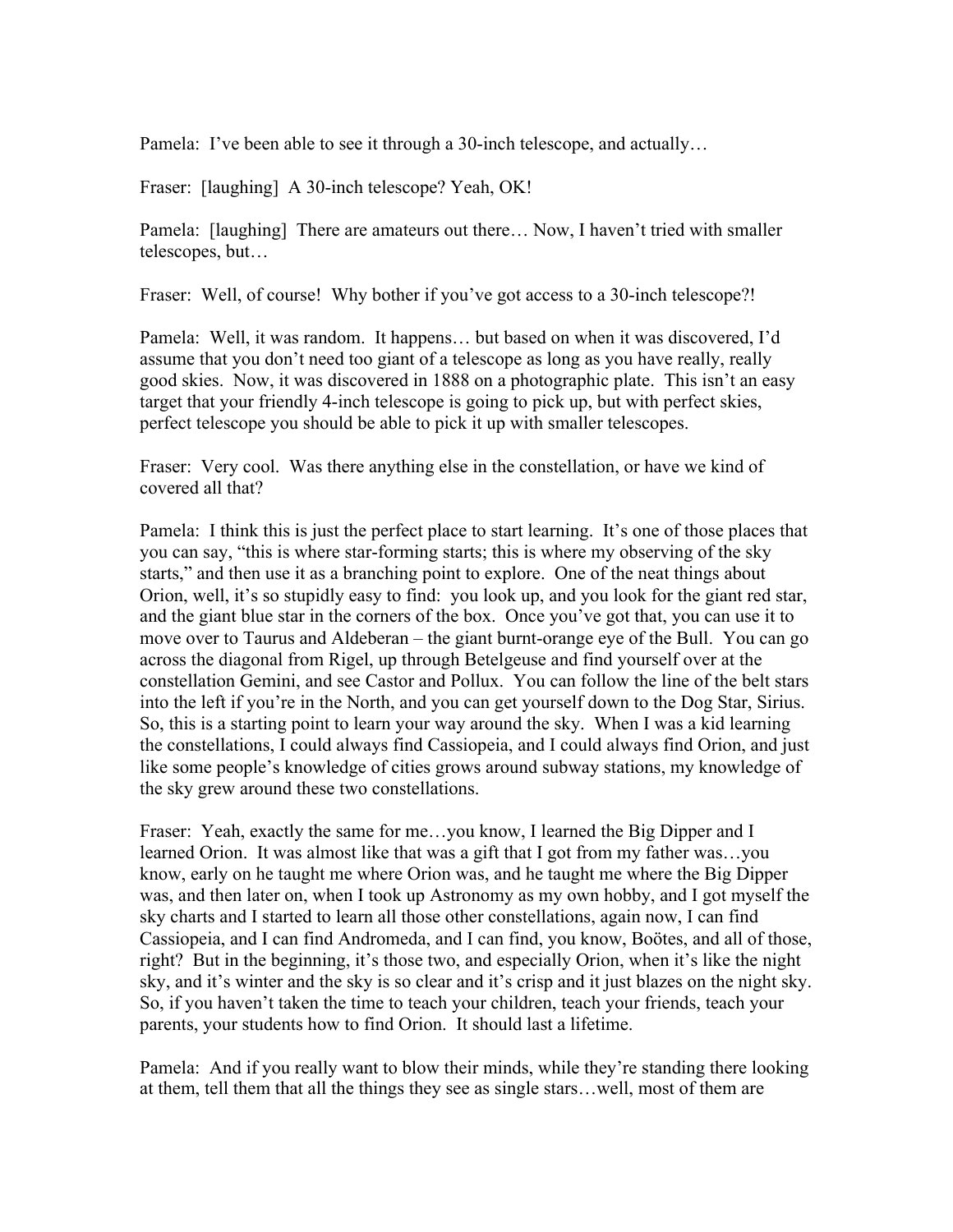Pamela: I've been able to see it through a 30-inch telescope, and actually…

Fraser: [laughing] A 30-inch telescope? Yeah, OK!

Pamela: [laughing] There are amateurs out there… Now, I haven't tried with smaller telescopes, but…

Fraser: Well, of course! Why bother if you've got access to a 30-inch telescope?!

Pamela: Well, it was random. It happens… but based on when it was discovered, I'd assume that you don't need too giant of a telescope as long as you have really, really good skies. Now, it was discovered in 1888 on a photographic plate. This isn't an easy target that your friendly 4-inch telescope is going to pick up, but with perfect skies, perfect telescope you should be able to pick it up with smaller telescopes.

Fraser: Very cool. Was there anything else in the constellation, or have we kind of covered all that?

Pamela: I think this is just the perfect place to start learning. It's one of those places that you can say, "this is where star-forming starts; this is where my observing of the sky starts," and then use it as a branching point to explore. One of the neat things about Orion, well, it's so stupidly easy to find: you look up, and you look for the giant red star, and the giant blue star in the corners of the box. Once you've got that, you can use it to move over to Taurus and Aldeberan – the giant burnt-orange eye of the Bull. You can go across the diagonal from Rigel, up through Betelgeuse and find yourself over at the constellation Gemini, and see Castor and Pollux. You can follow the line of the belt stars into the left if you're in the North, and you can get yourself down to the Dog Star, Sirius. So, this is a starting point to learn your way around the sky. When I was a kid learning the constellations, I could always find Cassiopeia, and I could always find Orion, and just like some people's knowledge of cities grows around subway stations, my knowledge of the sky grew around these two constellations.

Fraser: Yeah, exactly the same for me…you know, I learned the Big Dipper and I learned Orion. It was almost like that was a gift that I got from my father was…you know, early on he taught me where Orion was, and he taught me where the Big Dipper was, and then later on, when I took up Astronomy as my own hobby, and I got myself the sky charts and I started to learn all those other constellations, again now, I can find Cassiopeia, and I can find Andromeda, and I can find, you know, Boötes, and all of those, right? But in the beginning, it's those two, and especially Orion, when it's like the night sky, and it's winter and the sky is so clear and it's crisp and it just blazes on the night sky. So, if you haven't taken the time to teach your children, teach your friends, teach your parents, your students how to find Orion. It should last a lifetime.

Pamela: And if you really want to blow their minds, while they're standing there looking at them, tell them that all the things they see as single stars…well, most of them are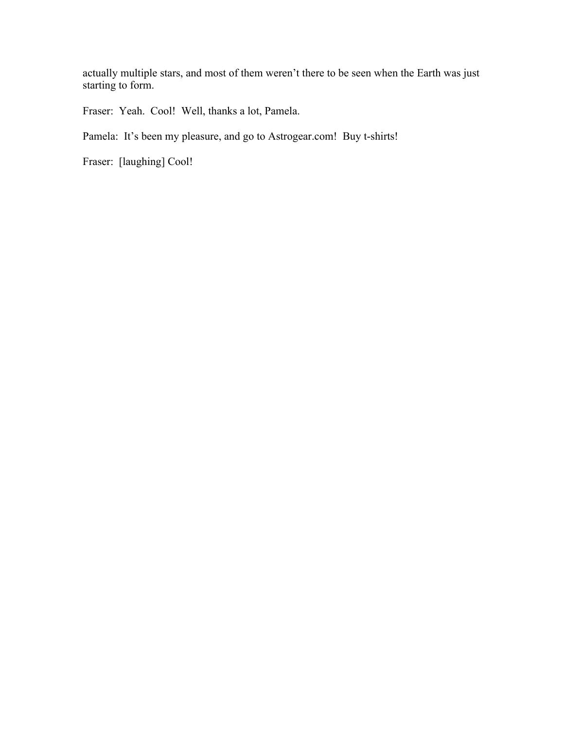actually multiple stars, and most of them weren't there to be seen when the Earth was just starting to form.

Fraser: Yeah. Cool! Well, thanks a lot, Pamela.

Pamela: It's been my pleasure, and go to Astrogear.com! Buy t-shirts!

Fraser: [laughing] Cool!